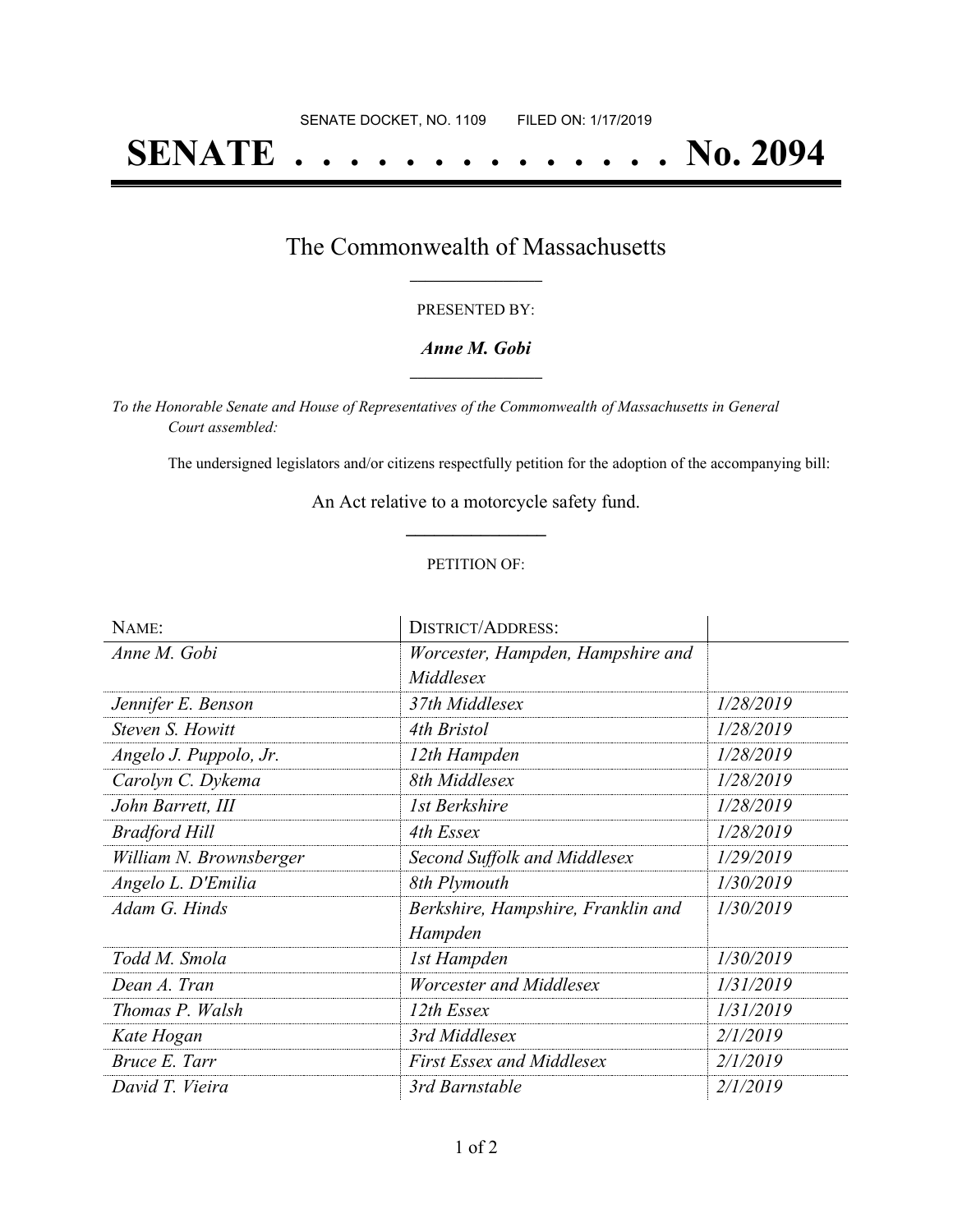SENATE DOCKET, NO. 1109 FILED ON: 1/17/2019

# SENATE . . . . . . . . . . . . . . No. 2094

## The Commonwealth of Massachusetts

PRESENTED BY:

***Anne M. Gobi***

*To the Honorable Senate and House of Representatives of the Commonwealth of Massachusetts in General Court assembled:*

The undersigned legislators and/or citizens respectfully petition for the adoption of the accompanying bill:

An Act relative to a motorcycle safety fund.

PETITION OF:

| NAME: | DISTRICT/ADDRESS: | |
|---|---|---|
| *Anne M. Gobi* | *Worcester, Hampden, Hampshire and Middlesex* | |
| *Jennifer E. Benson* | *37th Middlesex* | *1/28/2019* |
| *Steven S. Howitt* | *4th Bristol* | *1/28/2019* |
| *Angelo J. Puppolo, Jr.* | *12th Hampden* | *1/28/2019* |
| *Carolyn C. Dykema* | *8th Middlesex* | *1/28/2019* |
| *John Barrett, III* | *1st Berkshire* | *1/28/2019* |
| *Bradford Hill* | *4th Essex* | *1/28/2019* |
| *William N. Brownsberger* | *Second Suffolk and Middlesex* | *1/29/2019* |
| *Angelo L. D'Emilia* | *8th Plymouth* | *1/30/2019* |
| *Adam G. Hinds* | *Berkshire, Hampshire, Franklin and Hampden* | *1/30/2019* |
| *Todd M. Smola* | *1st Hampden* | *1/30/2019* |
| *Dean A. Tran* | *Worcester and Middlesex* | *1/31/2019* |
| *Thomas P. Walsh* | *12th Essex* | *1/31/2019* |
| *Kate Hogan* | *3rd Middlesex* | *2/1/2019* |
| *Bruce E. Tarr* | *First Essex and Middlesex* | *2/1/2019* |
| *David T. Vieira* | *3rd Barnstable* | *2/1/2019* |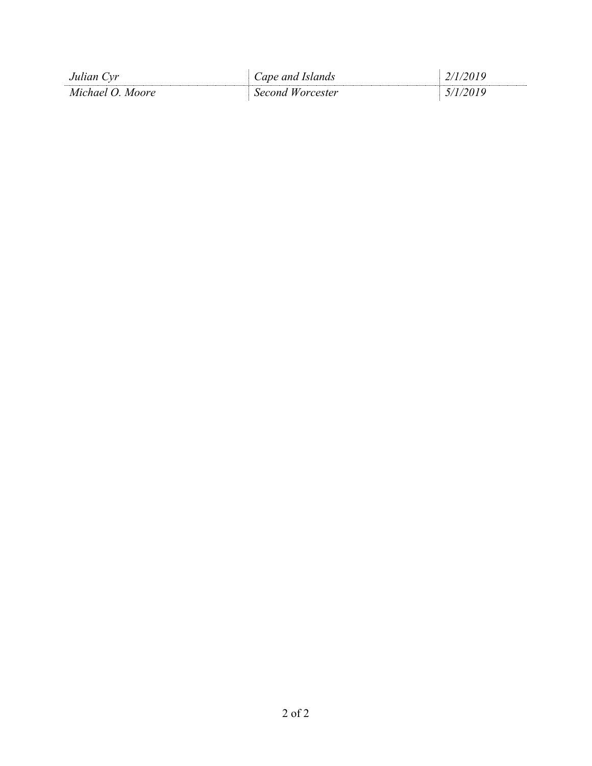| *Julian Cyr* | *Cape and Islands* | *2/1/2019* |
|---|---|---|
| *Michael O. Moore* | *Second Worcester* | *5/1/2019* |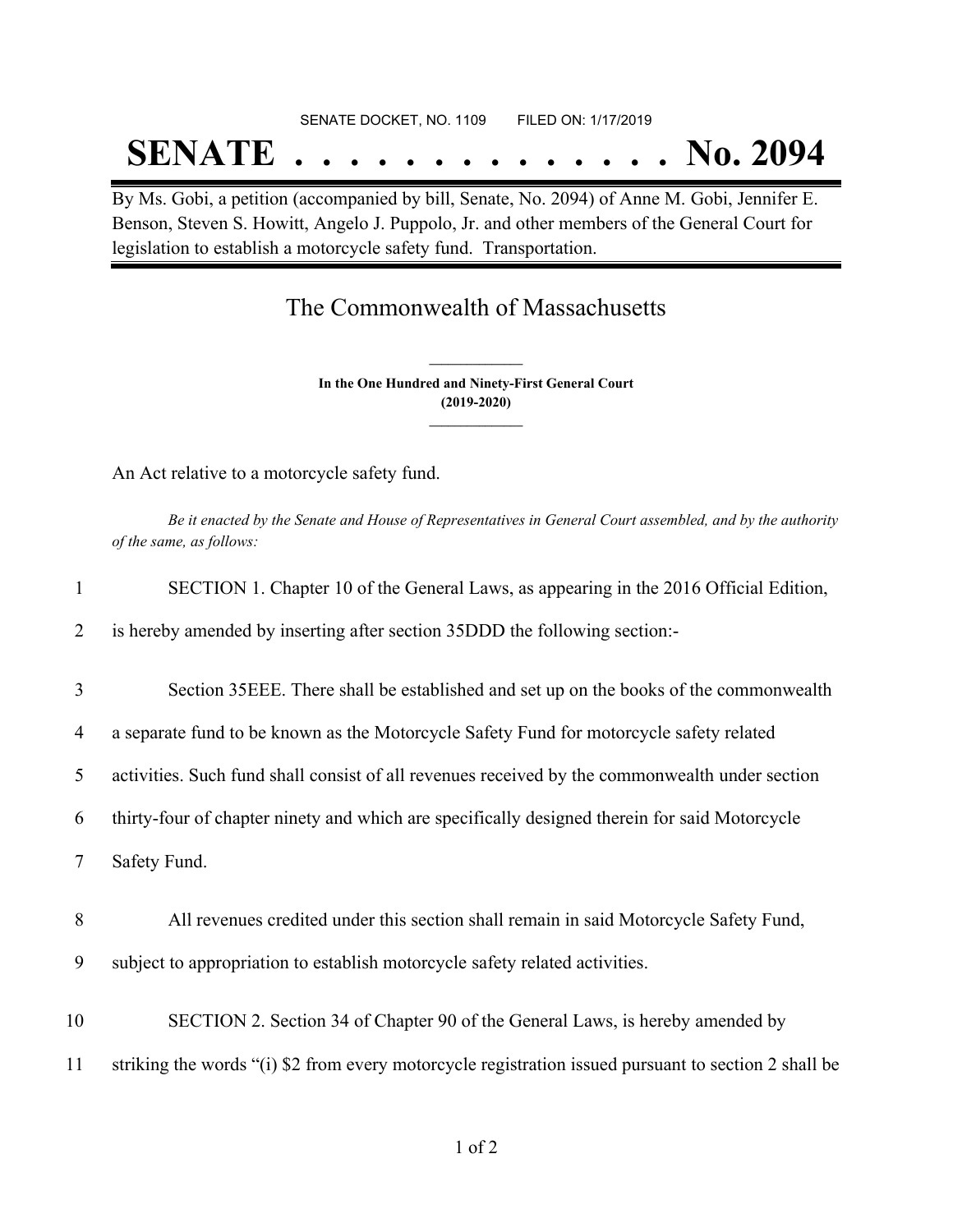SENATE DOCKET, NO. 1109 FILED ON: 1/17/2019

# SENATE . . . . . . . . . . . . . . No. 2094

By Ms. Gobi, a petition (accompanied by bill, Senate, No. 2094) of Anne M. Gobi, Jennifer E. Benson, Steven S. Howitt, Angelo J. Puppolo, Jr. and other members of the General Court for legislation to establish a motorcycle safety fund. Transportation.

## The Commonwealth of Massachusetts

**In the One Hundred and Ninety-First General Court**
**(2019-2020)**

An Act relative to a motorcycle safety fund.

*Be it enacted by the Senate and House of Representatives in General Court assembled, and by the authority of the same, as follows:*

1 SECTION 1. Chapter 10 of the General Laws, as appearing in the 2016 Official Edition,
2 is hereby amended by inserting after section 35DDD the following section:-

3 Section 35EEE. There shall be established and set up on the books of the commonwealth
4 a separate fund to be known as the Motorcycle Safety Fund for motorcycle safety related
5 activities. Such fund shall consist of all revenues received by the commonwealth under section
6 thirty-four of chapter ninety and which are specifically designed therein for said Motorcycle
7 Safety Fund.

8 All revenues credited under this section shall remain in said Motorcycle Safety Fund,
9 subject to appropriation to establish motorcycle safety related activities.

10 SECTION 2. Section 34 of Chapter 90 of the General Laws, is hereby amended by
11 striking the words "(i) $2 from every motorcycle registration issued pursuant to section 2 shall be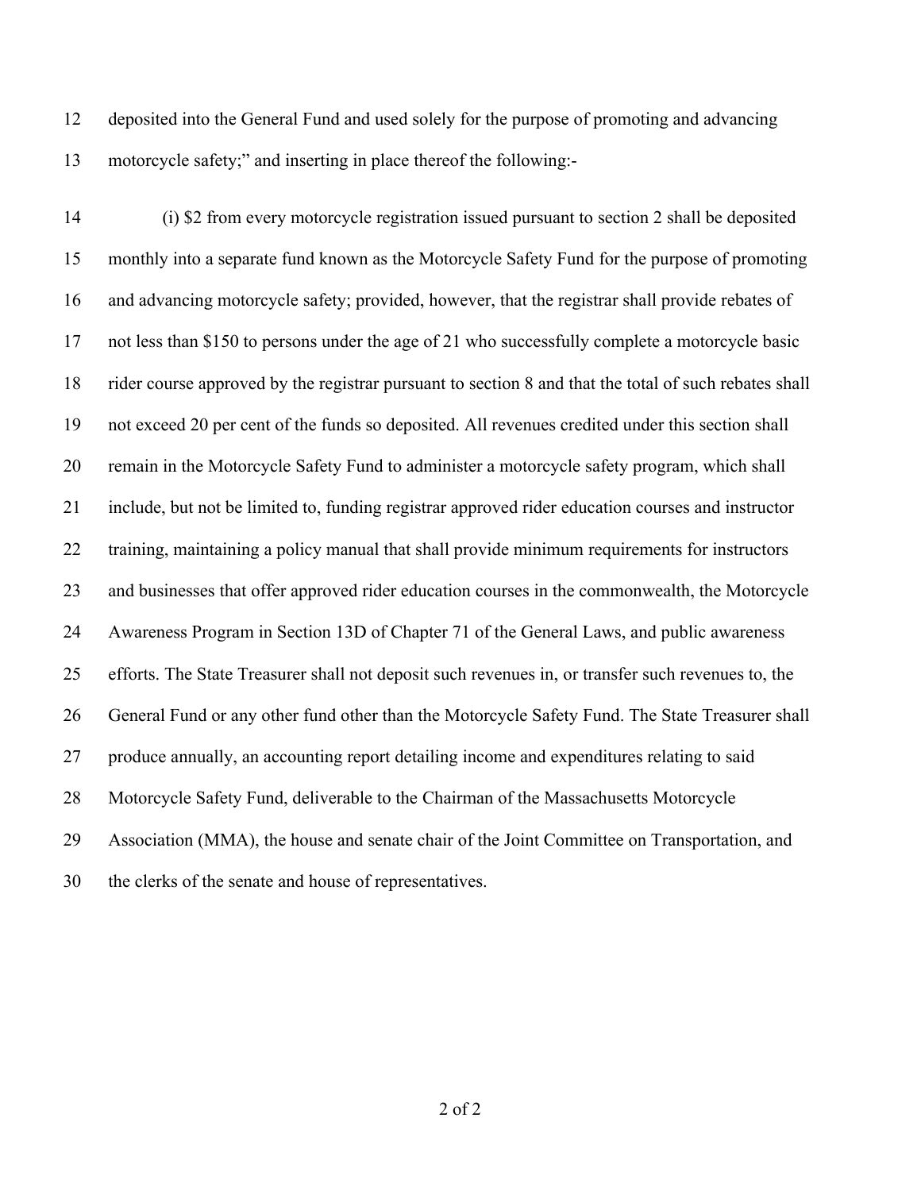deposited into the General Fund and used solely for the purpose of promoting and advancing motorcycle safety;" and inserting in place thereof the following:-

(i) $2 from every motorcycle registration issued pursuant to section 2 shall be deposited monthly into a separate fund known as the Motorcycle Safety Fund for the purpose of promoting and advancing motorcycle safety; provided, however, that the registrar shall provide rebates of not less than $150 to persons under the age of 21 who successfully complete a motorcycle basic rider course approved by the registrar pursuant to section 8 and that the total of such rebates shall not exceed 20 per cent of the funds so deposited. All revenues credited under this section shall remain in the Motorcycle Safety Fund to administer a motorcycle safety program, which shall include, but not be limited to, funding registrar approved rider education courses and instructor training, maintaining a policy manual that shall provide minimum requirements for instructors and businesses that offer approved rider education courses in the commonwealth, the Motorcycle Awareness Program in Section 13D of Chapter 71 of the General Laws, and public awareness efforts. The State Treasurer shall not deposit such revenues in, or transfer such revenues to, the General Fund or any other fund other than the Motorcycle Safety Fund. The State Treasurer shall produce annually, an accounting report detailing income and expenditures relating to said Motorcycle Safety Fund, deliverable to the Chairman of the Massachusetts Motorcycle Association (MMA), the house and senate chair of the Joint Committee on Transportation, and the clerks of the senate and house of representatives.